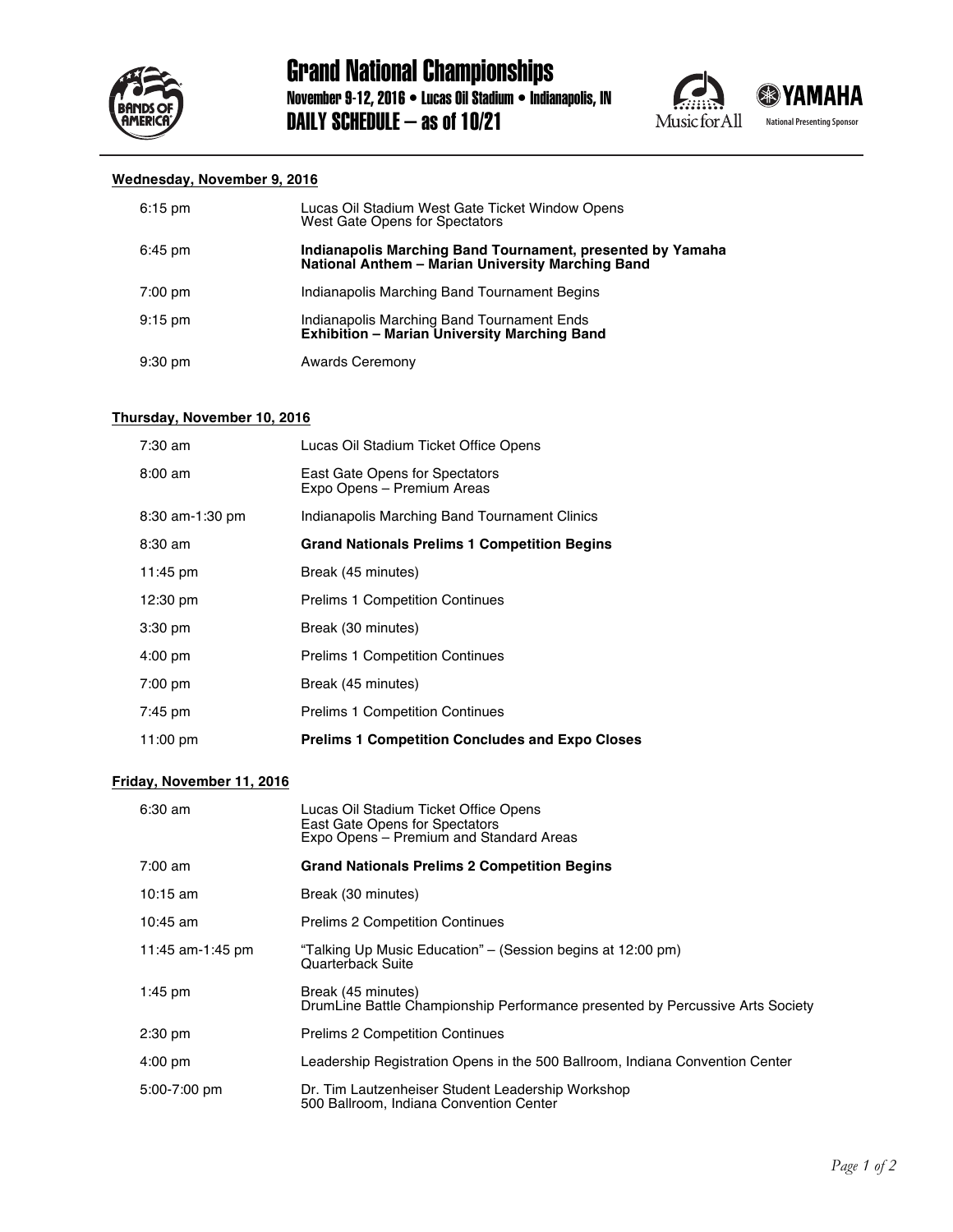# Grand National Championships

**November 9-12, 2016 • Lucas Oil Stadium • Indianapolis, IN**

## DAILY SCHEDULE – as of 10/21

Music for All

YAMAHA
National Presenting Sponsor

### Wednesday, November 9, 2016

| | |
|---|---|
| 6:15 pm | Lucas Oil Stadium West Gate Ticket Window Opens<br>West Gate Opens for Spectators |
| 6:45 pm | **Indianapolis Marching Band Tournament, presented by Yamaha**<br>**National Anthem – Marian University Marching Band** |
| 7:00 pm | Indianapolis Marching Band Tournament Begins |
| 9:15 pm | Indianapolis Marching Band Tournament Ends<br>**Exhibition – Marian University Marching Band** |
| 9:30 pm | Awards Ceremony |

### Thursday, November 10, 2016

| | |
|---|---|
| 7:30 am | Lucas Oil Stadium Ticket Office Opens |
| 8:00 am | East Gate Opens for Spectators<br>Expo Opens – Premium Areas |
| 8:30 am-1:30 pm | Indianapolis Marching Band Tournament Clinics |
| 8:30 am | **Grand Nationals Prelims 1 Competition Begins** |
| 11:45 pm | Break (45 minutes) |
| 12:30 pm | Prelims 1 Competition Continues |
| 3:30 pm | Break (30 minutes) |
| 4:00 pm | Prelims 1 Competition Continues |
| 7:00 pm | Break (45 minutes) |
| 7:45 pm | Prelims 1 Competition Continues |
| 11:00 pm | **Prelims 1 Competition Concludes and Expo Closes** |

### Friday, November 11, 2016

| | |
|---|---|
| 6:30 am | Lucas Oil Stadium Ticket Office Opens<br>East Gate Opens for Spectators<br>Expo Opens – Premium and Standard Areas |
| 7:00 am | **Grand Nationals Prelims 2 Competition Begins** |
| 10:15 am | Break (30 minutes) |
| 10:45 am | Prelims 2 Competition Continues |
| 11:45 am-1:45 pm | "Talking Up Music Education" – (Session begins at 12:00 pm)<br>Quarterback Suite |
| 1:45 pm | Break (45 minutes)<br>DrumLine Battle Championship Performance presented by Percussive Arts Society |
| 2:30 pm | Prelims 2 Competition Continues |
| 4:00 pm | Leadership Registration Opens in the 500 Ballroom, Indiana Convention Center |
| 5:00-7:00 pm | Dr. Tim Lautzenheiser Student Leadership Workshop<br>500 Ballroom, Indiana Convention Center |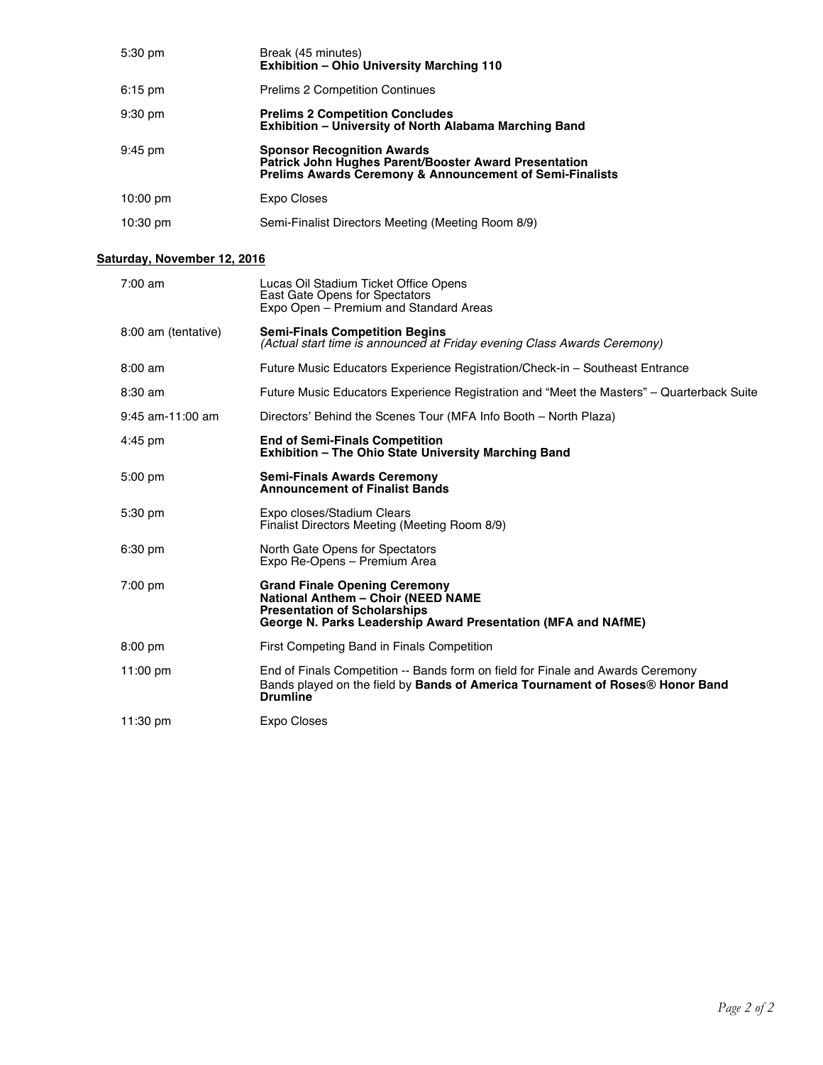| | |
|---|---|
| 5:30 pm | Break (45 minutes)<br>**Exhibition – Ohio University Marching 110** |
| 6:15 pm | Prelims 2 Competition Continues |
| 9:30 pm | **Prelims 2 Competition Concludes**<br>**Exhibition – University of North Alabama Marching Band** |
| 9:45 pm | **Sponsor Recognition Awards**<br>**Patrick John Hughes Parent/Booster Award Presentation**<br>**Prelims Awards Ceremony & Announcement of Semi-Finalists** |
| 10:00 pm | Expo Closes |
| 10:30 pm | Semi-Finalist Directors Meeting (Meeting Room 8/9) |

**Saturday, November 12, 2016**

| | |
|---|---|
| 7:00 am | Lucas Oil Stadium Ticket Office Opens<br>East Gate Opens for Spectators<br>Expo Open – Premium and Standard Areas |
| 8:00 am (tentative) | **Semi-Finals Competition Begins**<br>*(Actual start time is announced at Friday evening Class Awards Ceremony)* |
| 8:00 am | Future Music Educators Experience Registration/Check-in – Southeast Entrance |
| 8:30 am | Future Music Educators Experience Registration and "Meet the Masters" – Quarterback Suite |
| 9:45 am-11:00 am | Directors' Behind the Scenes Tour (MFA Info Booth – North Plaza) |
| 4:45 pm | **End of Semi-Finals Competition**<br>**Exhibition – The Ohio State University Marching Band** |
| 5:00 pm | **Semi-Finals Awards Ceremony**<br>**Announcement of Finalist Bands** |
| 5:30 pm | Expo closes/Stadium Clears<br>Finalist Directors Meeting (Meeting Room 8/9) |
| 6:30 pm | North Gate Opens for Spectators<br>Expo Re-Opens – Premium Area |
| 7:00 pm | **Grand Finale Opening Ceremony**<br>**National Anthem – Choir (NEED NAME**<br>**Presentation of Scholarships**<br>**George N. Parks Leadership Award Presentation (MFA and NAfME)** |
| 8:00 pm | First Competing Band in Finals Competition |
| 11:00 pm | End of Finals Competition -- Bands form on field for Finale and Awards Ceremony<br>Bands played on the field by **Bands of America Tournament of Roses® Honor Band Drumline** |
| 11:30 pm | Expo Closes |